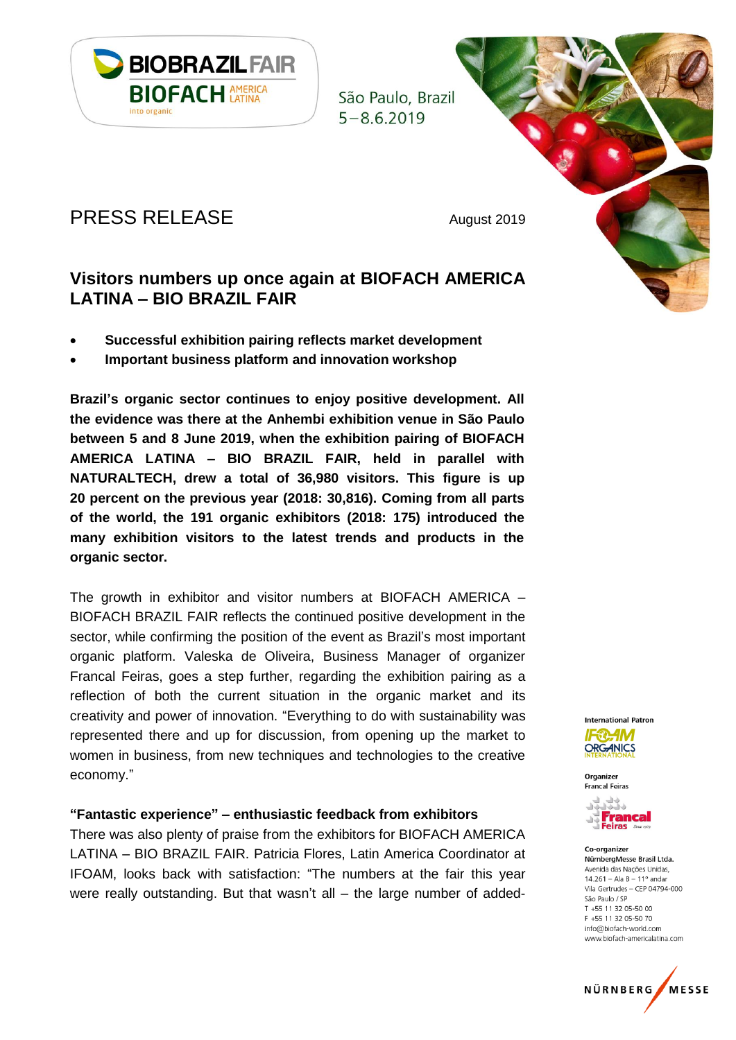BIOBRAZIL FAIR
BIOFACH AMERICA LATINA
into organic

São Paulo, Brazil
5–8.6.2019

# PRESS RELEASE

August 2019

## Visitors numbers up once again at BIOFACH AMERICA LATINA – BIO BRAZIL FAIR

- **Successful exhibition pairing reflects market development**
- **Important business platform and innovation workshop**

**Brazil's organic sector continues to enjoy positive development. All the evidence was there at the Anhembi exhibition venue in São Paulo between 5 and 8 June 2019, when the exhibition pairing of BIOFACH AMERICA LATINA – BIO BRAZIL FAIR, held in parallel with NATURALTECH, drew a total of 36,980 visitors. This figure is up 20 percent on the previous year (2018: 30,816). Coming from all parts of the world, the 191 organic exhibitors (2018: 175) introduced the many exhibition visitors to the latest trends and products in the organic sector.**

The growth in exhibitor and visitor numbers at BIOFACH AMERICA – BIOFACH BRAZIL FAIR reflects the continued positive development in the sector, while confirming the position of the event as Brazil's most important organic platform. Valeska de Oliveira, Business Manager of organizer Francal Feiras, goes a step further, regarding the exhibition pairing as a reflection of both the current situation in the organic market and its creativity and power of innovation. "Everything to do with sustainability was represented there and up for discussion, from opening up the market to women in business, from new techniques and technologies to the creative economy."

### "Fantastic experience" – enthusiastic feedback from exhibitors

There was also plenty of praise from the exhibitors for BIOFACH AMERICA LATINA – BIO BRAZIL FAIR. Patricia Flores, Latin America Coordinator at IFOAM, looks back with satisfaction: "The numbers at the fair this year were really outstanding. But that wasn't all – the large number of added-

International Patron
IFOAM ORGANICS INTERNATIONAL

Organizer
Francal Feiras

Co-organizer
NürnbergMesse Brasil Ltda.
Avenida das Nações Unidas,
14.261 – Ala B – 11º andar
Vila Gertrudes – CEP 04794-000
São Paulo / SP
T +55 11 32 05-50 00
F +55 11 32 05-50 70
info@biofach-world.com
www.biofach-americalatina.com

NÜRNBERG MESSE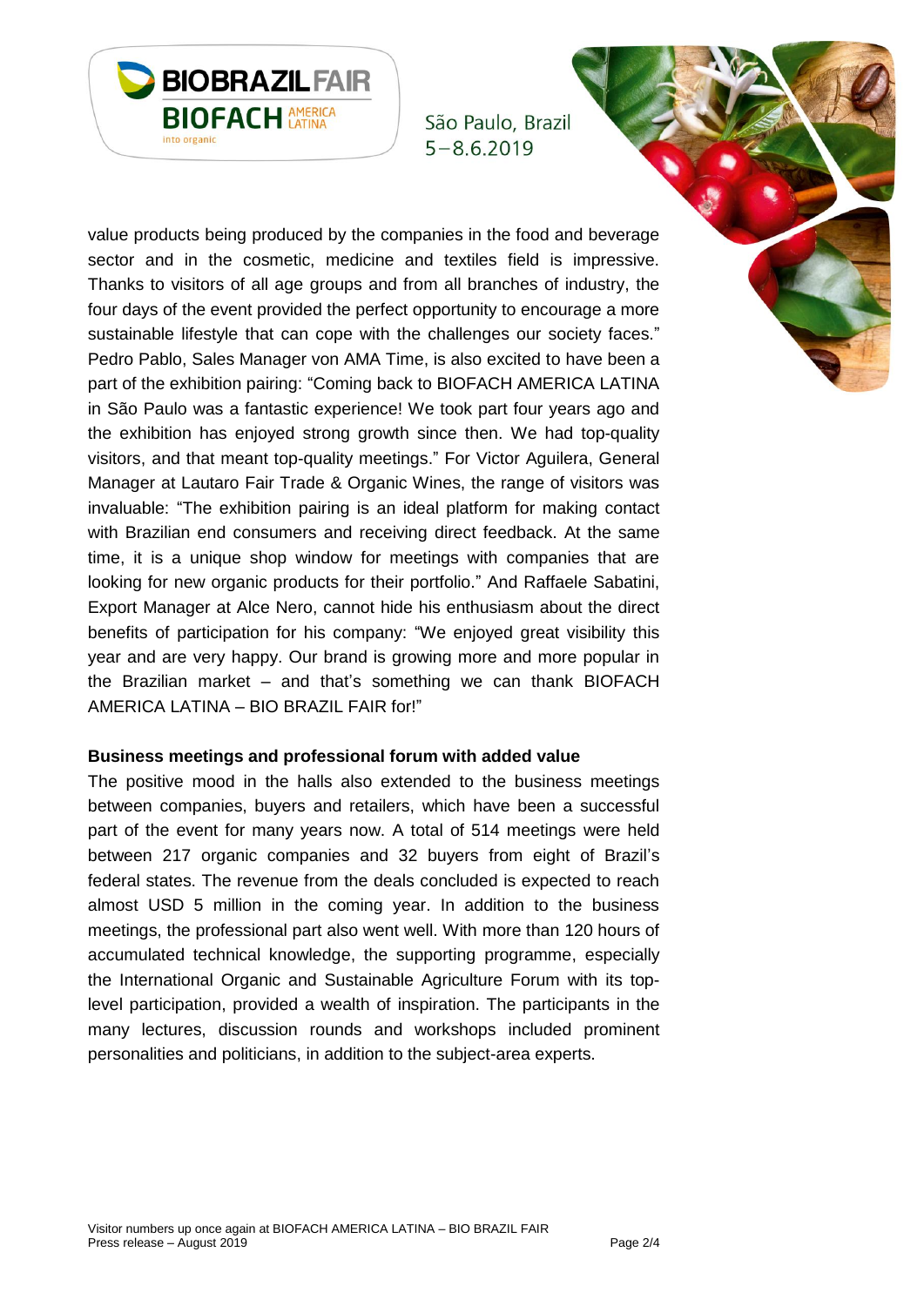value products being produced by the companies in the food and beverage sector and in the cosmetic, medicine and textiles field is impressive. Thanks to visitors of all age groups and from all branches of industry, the four days of the event provided the perfect opportunity to encourage a more sustainable lifestyle that can cope with the challenges our society faces." Pedro Pablo, Sales Manager von AMA Time, is also excited to have been a part of the exhibition pairing: "Coming back to BIOFACH AMERICA LATINA in São Paulo was a fantastic experience! We took part four years ago and the exhibition has enjoyed strong growth since then. We had top-quality visitors, and that meant top-quality meetings." For Victor Aguilera, General Manager at Lautaro Fair Trade & Organic Wines, the range of visitors was invaluable: "The exhibition pairing is an ideal platform for making contact with Brazilian end consumers and receiving direct feedback. At the same time, it is a unique shop window for meetings with companies that are looking for new organic products for their portfolio." And Raffaele Sabatini, Export Manager at Alce Nero, cannot hide his enthusiasm about the direct benefits of participation for his company: "We enjoyed great visibility this year and are very happy. Our brand is growing more and more popular in the Brazilian market – and that's something we can thank BIOFACH AMERICA LATINA – BIO BRAZIL FAIR for!"

**Business meetings and professional forum with added value**

The positive mood in the halls also extended to the business meetings between companies, buyers and retailers, which have been a successful part of the event for many years now. A total of 514 meetings were held between 217 organic companies and 32 buyers from eight of Brazil's federal states. The revenue from the deals concluded is expected to reach almost USD 5 million in the coming year. In addition to the business meetings, the professional part also went well. With more than 120 hours of accumulated technical knowledge, the supporting programme, especially the International Organic and Sustainable Agriculture Forum with its top-level participation, provided a wealth of inspiration. The participants in the many lectures, discussion rounds and workshops included prominent personalities and politicians, in addition to the subject-area experts.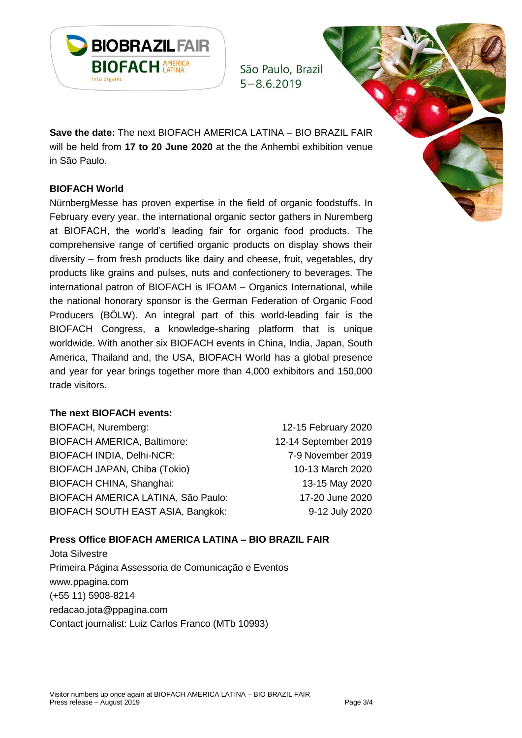**Save the date:** The next BIOFACH AMERICA LATINA – BIO BRAZIL FAIR will be held from **17 to 20 June 2020** at the the Anhembi exhibition venue in São Paulo.

**BIOFACH World**

NürnbergMesse has proven expertise in the field of organic foodstuffs. In February every year, the international organic sector gathers in Nuremberg at BIOFACH, the world's leading fair for organic food products. The comprehensive range of certified organic products on display shows their diversity – from fresh products like dairy and cheese, fruit, vegetables, dry products like grains and pulses, nuts and confectionery to beverages. The international patron of BIOFACH is IFOAM – Organics International, while the national honorary sponsor is the German Federation of Organic Food Producers (BÖLW). An integral part of this world-leading fair is the BIOFACH Congress, a knowledge-sharing platform that is unique worldwide. With another six BIOFACH events in China, India, Japan, South America, Thailand and, the USA, BIOFACH World has a global presence and year for year brings together more than 4,000 exhibitors and 150,000 trade visitors.

**The next BIOFACH events:**

| | |
|---|---|
| BIOFACH, Nuremberg: | 12-15 February 2020 |
| BIOFACH AMERICA, Baltimore: | 12-14 September 2019 |
| BIOFACH INDIA, Delhi-NCR: | 7-9 November 2019 |
| BIOFACH JAPAN, Chiba (Tokio) | 10-13 March 2020 |
| BIOFACH CHINA, Shanghai: | 13-15 May 2020 |
| BIOFACH AMERICA LATINA, São Paulo: | 17-20 June 2020 |
| BIOFACH SOUTH EAST ASIA, Bangkok: | 9-12 July 2020 |

**Press Office BIOFACH AMERICA LATINA – BIO BRAZIL FAIR**

Jota Silvestre
Primeira Página Assessoria de Comunicação e Eventos
www.ppagina.com
(+55 11) 5908-8214
redacao.jota@ppagina.com
Contact journalist: Luiz Carlos Franco (MTb 10993)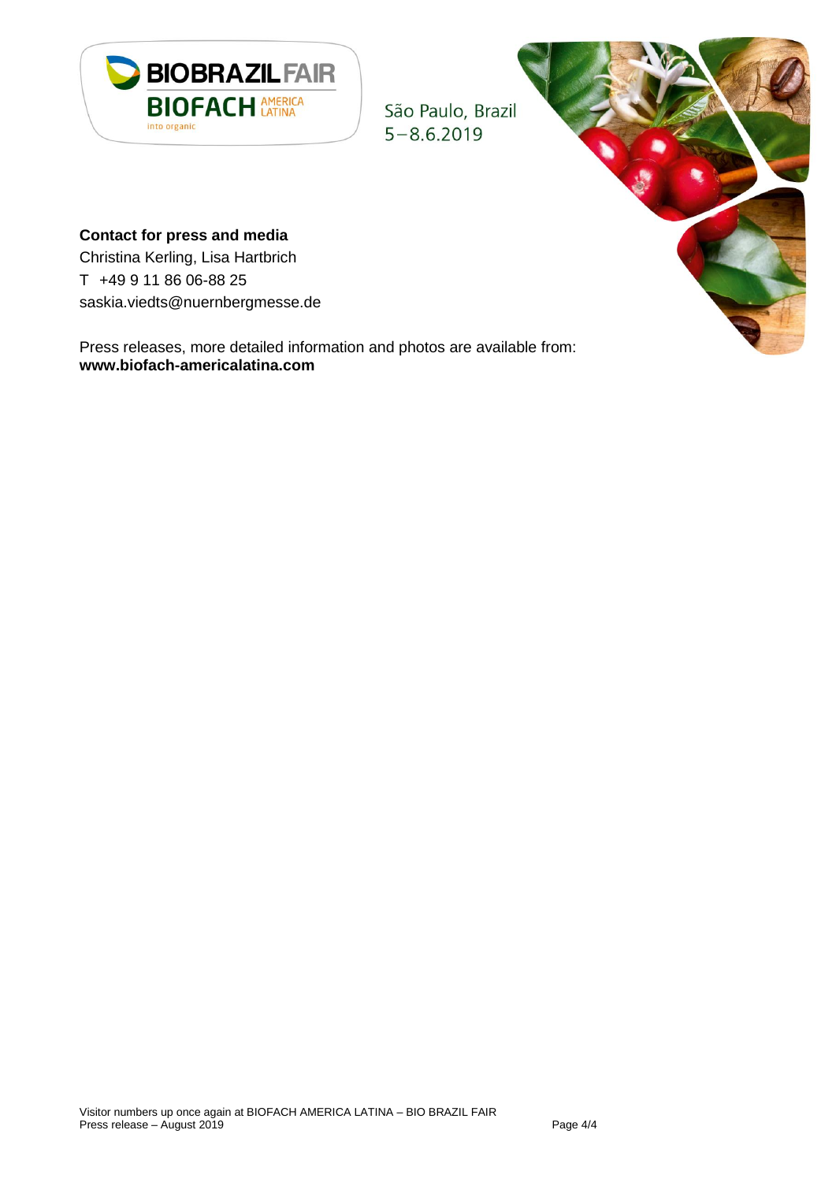São Paulo, Brazil
5–8.6.2019

**Contact for press and media**
Christina Kerling, Lisa Hartbrich
T +49 9 11 86 06-88 25
saskia.viedts@nuernbergmesse.de

Press releases, more detailed information and photos are available from:
**www.biofach-americalatina.com**